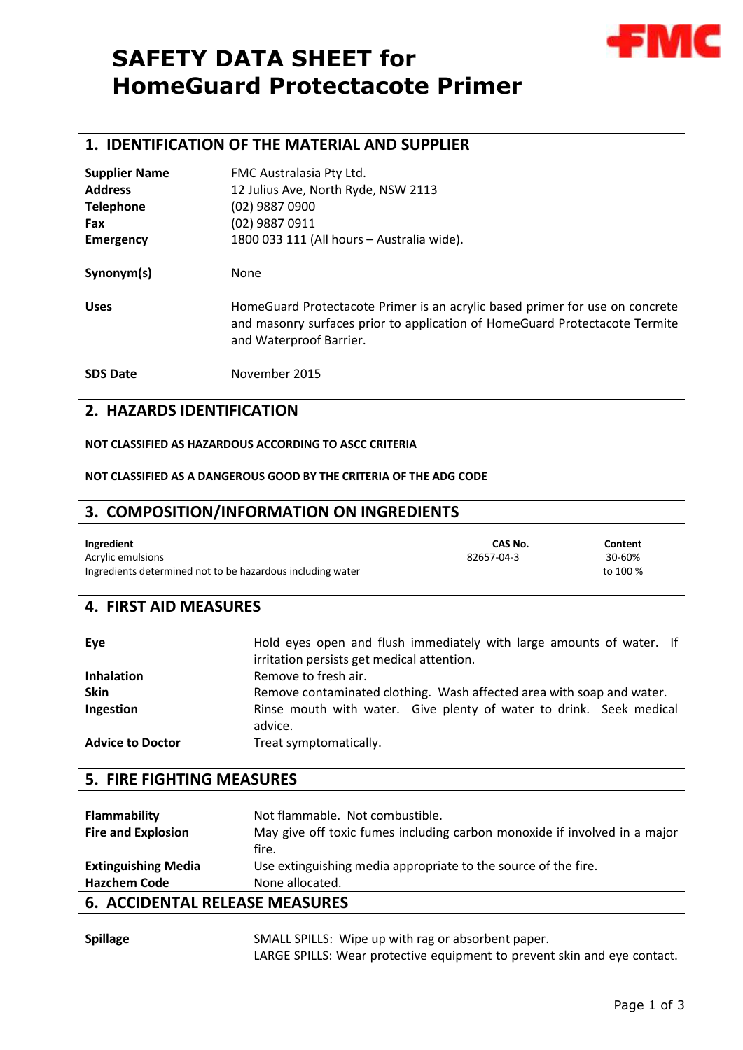# SAFETY DATA SHEET for HomeGuard Protectacote Primer

## 1. IDENTIFICATION OF THE MATERIAL AND SUPPLIER

| | |
|---|---|
| **Supplier Name** | FMC Australasia Pty Ltd. |
| **Address** | 12 Julius Ave, North Ryde, NSW 2113 |
| **Telephone** | (02) 9887 0900 |
| **Fax** | (02) 9887 0911 |
| **Emergency** | 1800 033 111 (All hours – Australia wide). |
| **Synonym(s)** | None |
| **Uses** | HomeGuard Protectacote Primer is an acrylic based primer for use on concrete and masonry surfaces prior to application of HomeGuard Protectacote Termite and Waterproof Barrier. |
| **SDS Date** | November 2015 |

## 2. HAZARDS IDENTIFICATION

**NOT CLASSIFIED AS HAZARDOUS ACCORDING TO ASCC CRITERIA**

**NOT CLASSIFIED AS A DANGEROUS GOOD BY THE CRITERIA OF THE ADG CODE**

## 3. COMPOSITION/INFORMATION ON INGREDIENTS

| Ingredient | CAS No. | Content |
|---|---|---|
| Acrylic emulsions | 82657-04-3 | 30-60% |
| Ingredients determined not to be hazardous including water | | to 100 % |

## 4. FIRST AID MEASURES

| | |
|---|---|
| **Eye** | Hold eyes open and flush immediately with large amounts of water. If irritation persists get medical attention. |
| **Inhalation** | Remove to fresh air. |
| **Skin** | Remove contaminated clothing. Wash affected area with soap and water. |
| **Ingestion** | Rinse mouth with water. Give plenty of water to drink. Seek medical advice. |
| **Advice to Doctor** | Treat symptomatically. |

## 5. FIRE FIGHTING MEASURES

| | |
|---|---|
| **Flammability** | Not flammable. Not combustible. |
| **Fire and Explosion** | May give off toxic fumes including carbon monoxide if involved in a major fire. |
| **Extinguishing Media** | Use extinguishing media appropriate to the source of the fire. |
| **Hazchem Code** | None allocated. |

## 6. ACCIDENTAL RELEASE MEASURES

| | |
|---|---|
| **Spillage** | SMALL SPILLS: Wipe up with rag or absorbent paper.<br>LARGE SPILLS: Wear protective equipment to prevent skin and eye contact. |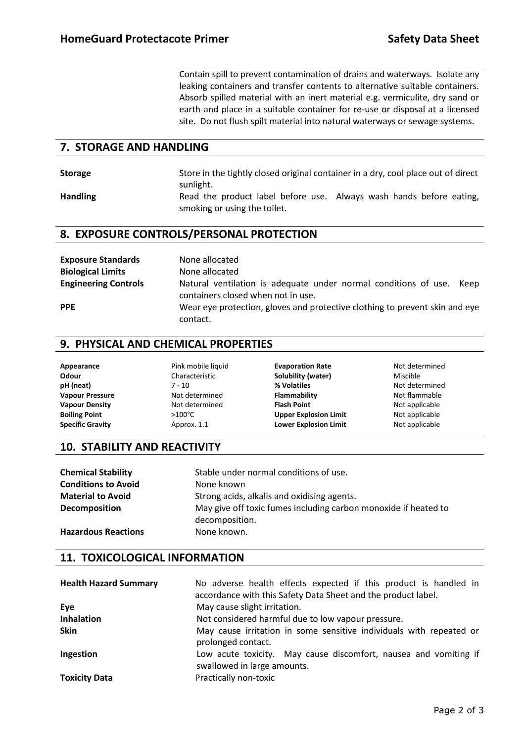Contain spill to prevent contamination of drains and waterways. Isolate any leaking containers and transfer contents to alternative suitable containers. Absorb spilled material with an inert material e.g. vermiculite, dry sand or earth and place in a suitable container for re-use or disposal at a licensed site. Do not flush spilt material into natural waterways or sewage systems.

## 7. STORAGE AND HANDLING

**Storage** Store in the tightly closed original container in a dry, cool place out of direct sunlight.

**Handling** Read the product label before use. Always wash hands before eating, smoking or using the toilet.

## 8. EXPOSURE CONTROLS/PERSONAL PROTECTION

**Exposure Standards** None allocated

**Biological Limits** None allocated

**Engineering Controls** Natural ventilation is adequate under normal conditions of use. Keep containers closed when not in use.

**PPE** Wear eye protection, gloves and protective clothing to prevent skin and eye contact.

## 9. PHYSICAL AND CHEMICAL PROPERTIES

| | | | |
|---|---|---|---|
| **Appearance** | Pink mobile liquid | **Evaporation Rate** | Not determined |
| **Odour** | Characteristic | **Solubility (water)** | Miscible |
| **pH (neat)** | 7 - 10 | **% Volatiles** | Not determined |
| **Vapour Pressure** | Not determined | **Flammability** | Not flammable |
| **Vapour Density** | Not determined | **Flash Point** | Not applicable |
| **Boiling Point** | >100°C | **Upper Explosion Limit** | Not applicable |
| **Specific Gravity** | Approx. 1.1 | **Lower Explosion Limit** | Not applicable |

## 10. STABILITY AND REACTIVITY

**Chemical Stability** Stable under normal conditions of use.

**Conditions to Avoid** None known

**Material to Avoid** Strong acids, alkalis and oxidising agents.

**Decomposition** May give off toxic fumes including carbon monoxide if heated to decomposition.

**Hazardous Reactions** None known.

## 11. TOXICOLOGICAL INFORMATION

**Health Hazard Summary** No adverse health effects expected if this product is handled in accordance with this Safety Data Sheet and the product label.

**Eye** May cause slight irritation.

**Inhalation** Not considered harmful due to low vapour pressure.

**Skin** May cause irritation in some sensitive individuals with repeated or prolonged contact.

**Ingestion** Low acute toxicity. May cause discomfort, nausea and vomiting if swallowed in large amounts.

**Toxicity Data** Practically non-toxic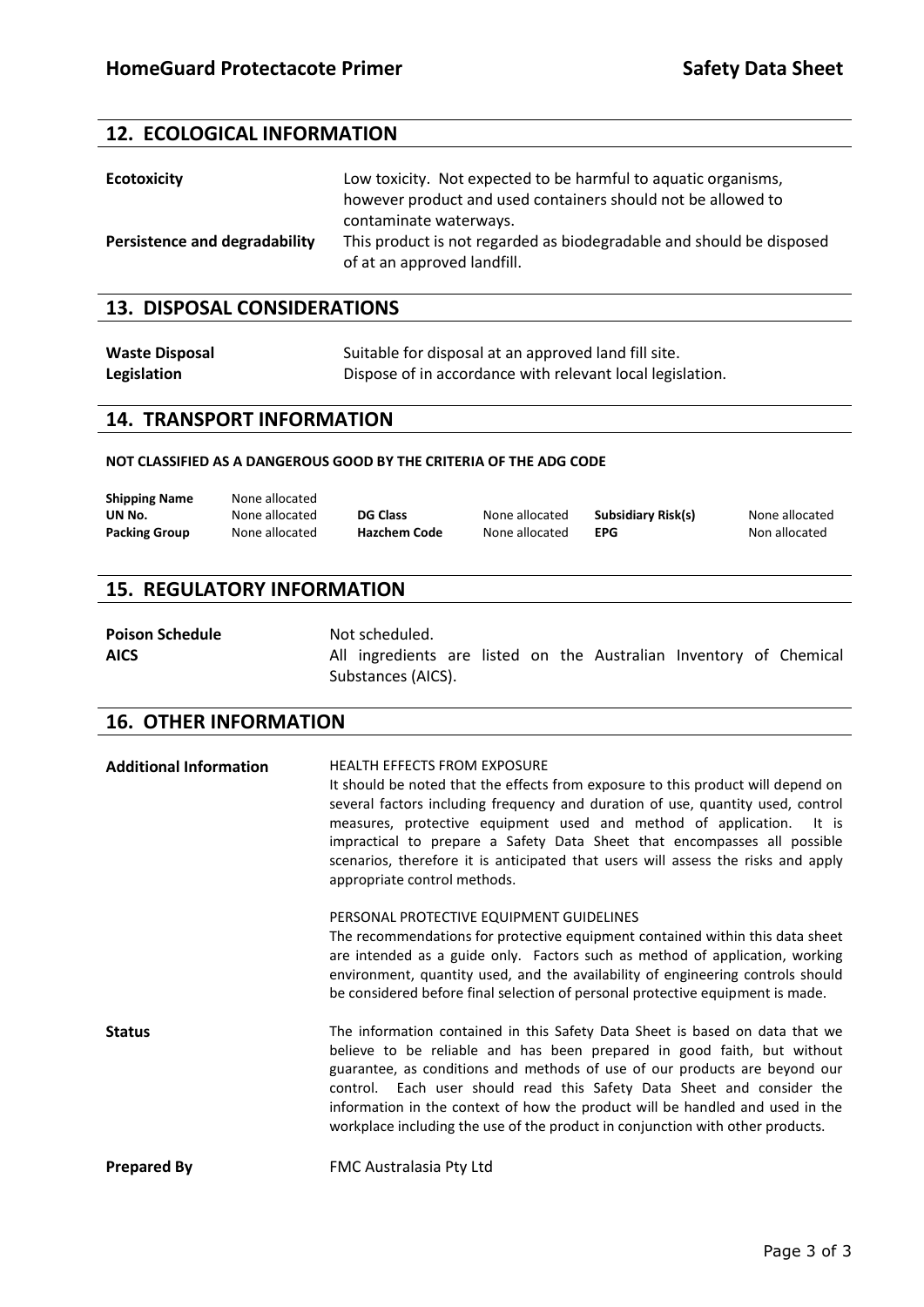## 12. ECOLOGICAL INFORMATION

| | |
|---|---|
| **Ecotoxicity** | Low toxicity. Not expected to be harmful to aquatic organisms, however product and used containers should not be allowed to contaminate waterways. |
| **Persistence and degradability** | This product is not regarded as biodegradable and should be disposed of at an approved landfill. |

## 13. DISPOSAL CONSIDERATIONS

| | |
|---|---|
| **Waste Disposal** | Suitable for disposal at an approved land fill site. |
| **Legislation** | Dispose of in accordance with relevant local legislation. |

## 14. TRANSPORT INFORMATION

**NOT CLASSIFIED AS A DANGEROUS GOOD BY THE CRITERIA OF THE ADG CODE**

| | | | | | |
|---|---|---|---|---|---|
| **Shipping Name** | None allocated | | | | |
| **UN No.** | None allocated | **DG Class** | None allocated | **Subsidiary Risk(s)** | None allocated |
| **Packing Group** | None allocated | **Hazchem Code** | None allocated | **EPG** | Non allocated |

## 15. REGULATORY INFORMATION

| | |
|---|---|
| **Poison Schedule** | Not scheduled. |
| **AICS** | All ingredients are listed on the Australian Inventory of Chemical Substances (AICS). |

## 16. OTHER INFORMATION

**Additional Information**

HEALTH EFFECTS FROM EXPOSURE

It should be noted that the effects from exposure to this product will depend on several factors including frequency and duration of use, quantity used, control measures, protective equipment used and method of application. It is impractical to prepare a Safety Data Sheet that encompasses all possible scenarios, therefore it is anticipated that users will assess the risks and apply appropriate control methods.

PERSONAL PROTECTIVE EQUIPMENT GUIDELINES

The recommendations for protective equipment contained within this data sheet are intended as a guide only. Factors such as method of application, working environment, quantity used, and the availability of engineering controls should be considered before final selection of personal protective equipment is made.

**Status**

The information contained in this Safety Data Sheet is based on data that we believe to be reliable and has been prepared in good faith, but without guarantee, as conditions and methods of use of our products are beyond our control. Each user should read this Safety Data Sheet and consider the information in the context of how the product will be handled and used in the workplace including the use of the product in conjunction with other products.

**Prepared By**

FMC Australasia Pty Ltd